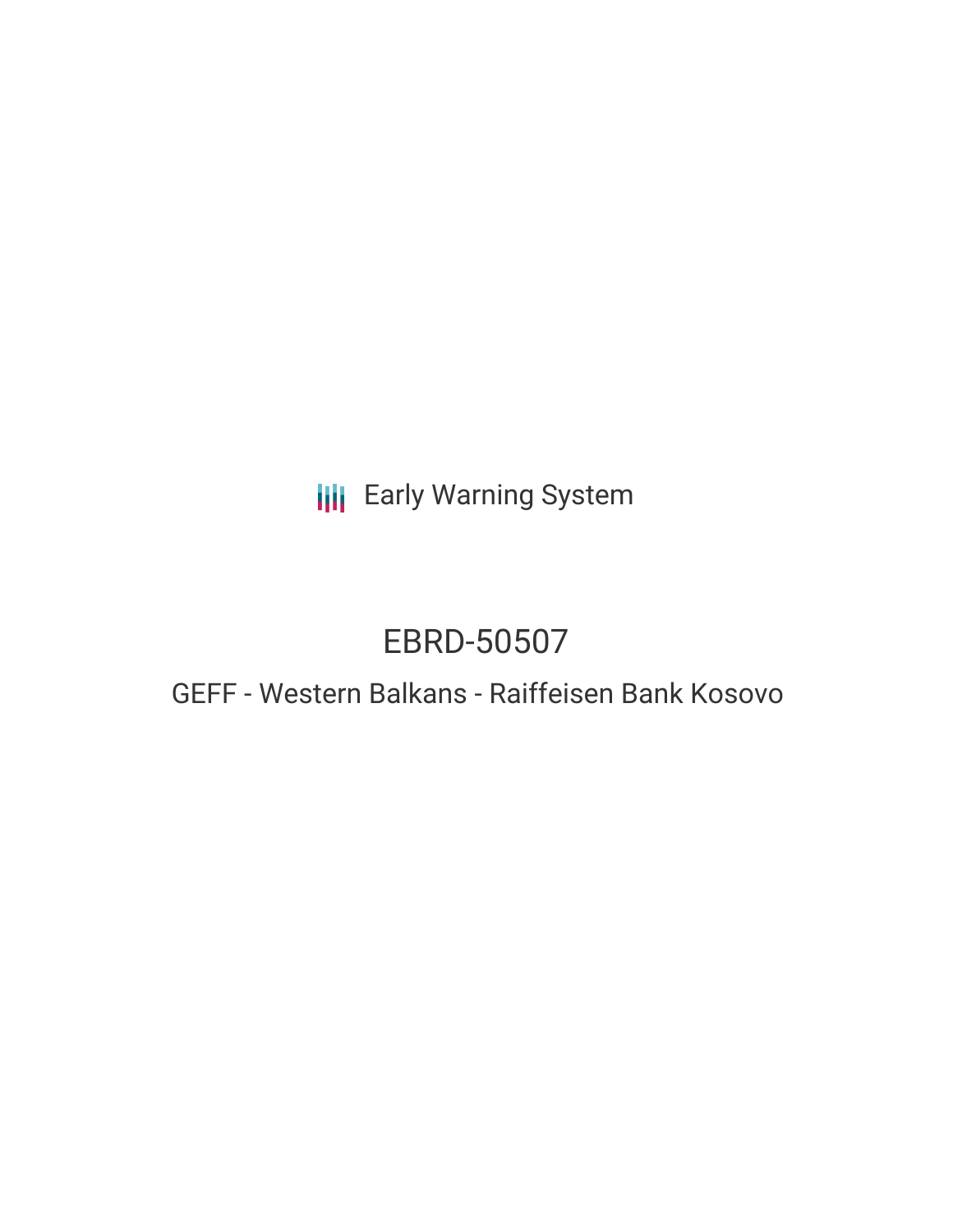Early Warning System

# EBRD-50507

## GEFF - Western Balkans - Raiffeisen Bank Kosovo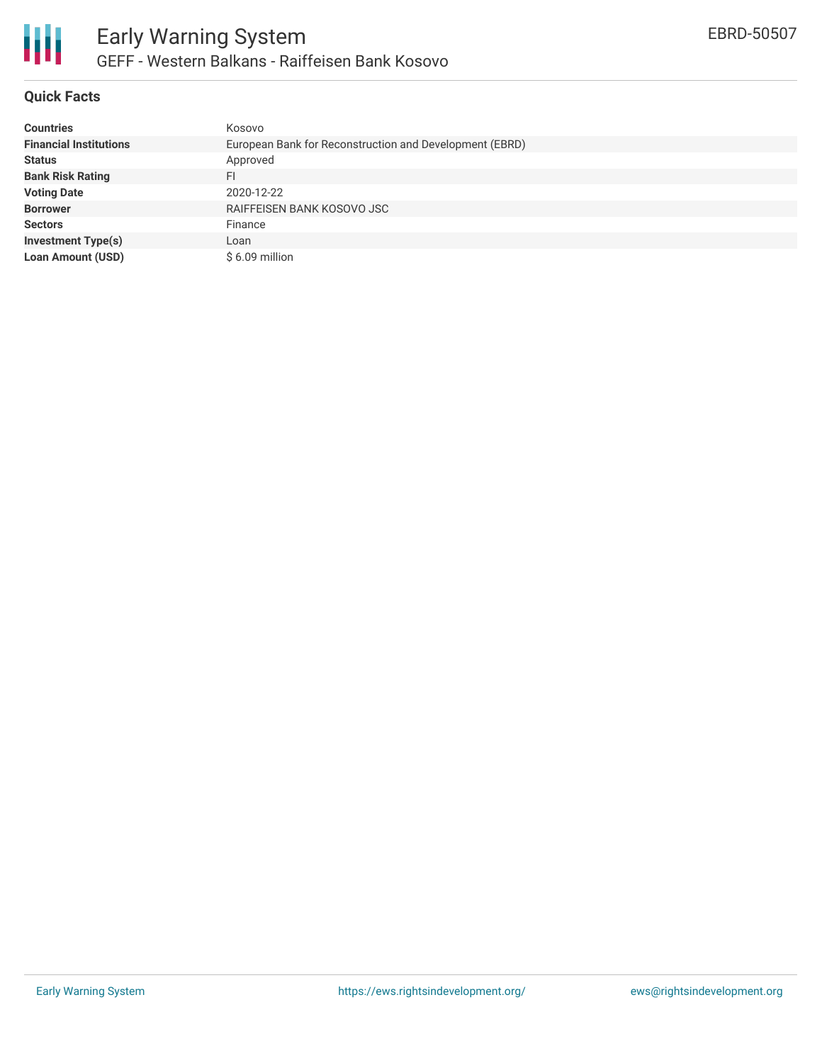# Early Warning System

## GEFF - Western Balkans - Raiffeisen Bank Kosovo

EBRD-50507

### Quick Facts

| | |
|---|---|
| **Countries** | Kosovo |
| **Financial Institutions** | European Bank for Reconstruction and Development (EBRD) |
| **Status** | Approved |
| **Bank Risk Rating** | FI |
| **Voting Date** | 2020-12-22 |
| **Borrower** | RAIFFEISEN BANK KOSOVO JSC |
| **Sectors** | Finance |
| **Investment Type(s)** | Loan |
| **Loan Amount (USD)** | $ 6.09 million |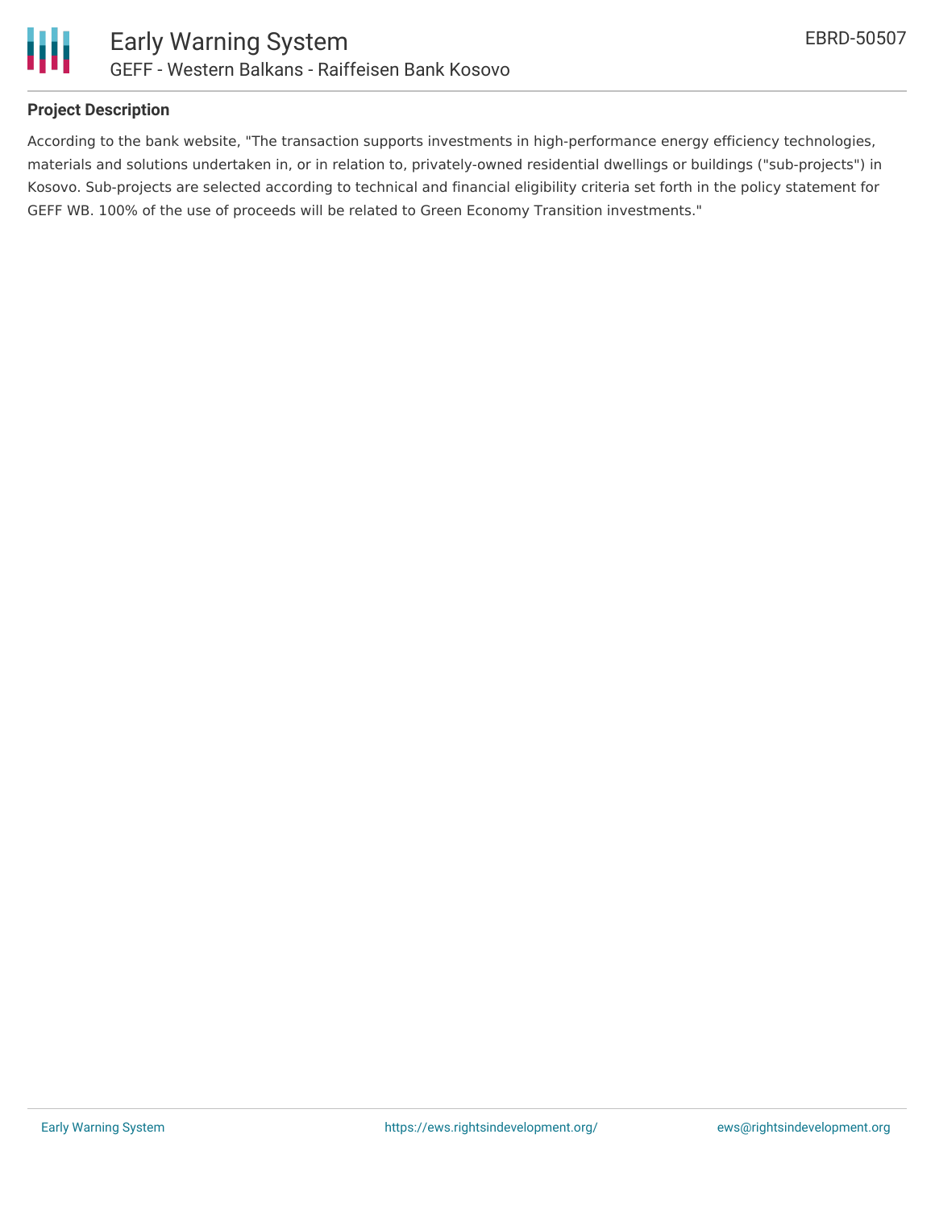### Project Description

According to the bank website, "The transaction supports investments in high-performance energy efficiency technologies, materials and solutions undertaken in, or in relation to, privately-owned residential dwellings or buildings ("sub-projects") in Kosovo. Sub-projects are selected according to technical and financial eligibility criteria set forth in the policy statement for GEFF WB. 100% of the use of proceeds will be related to Green Economy Transition investments."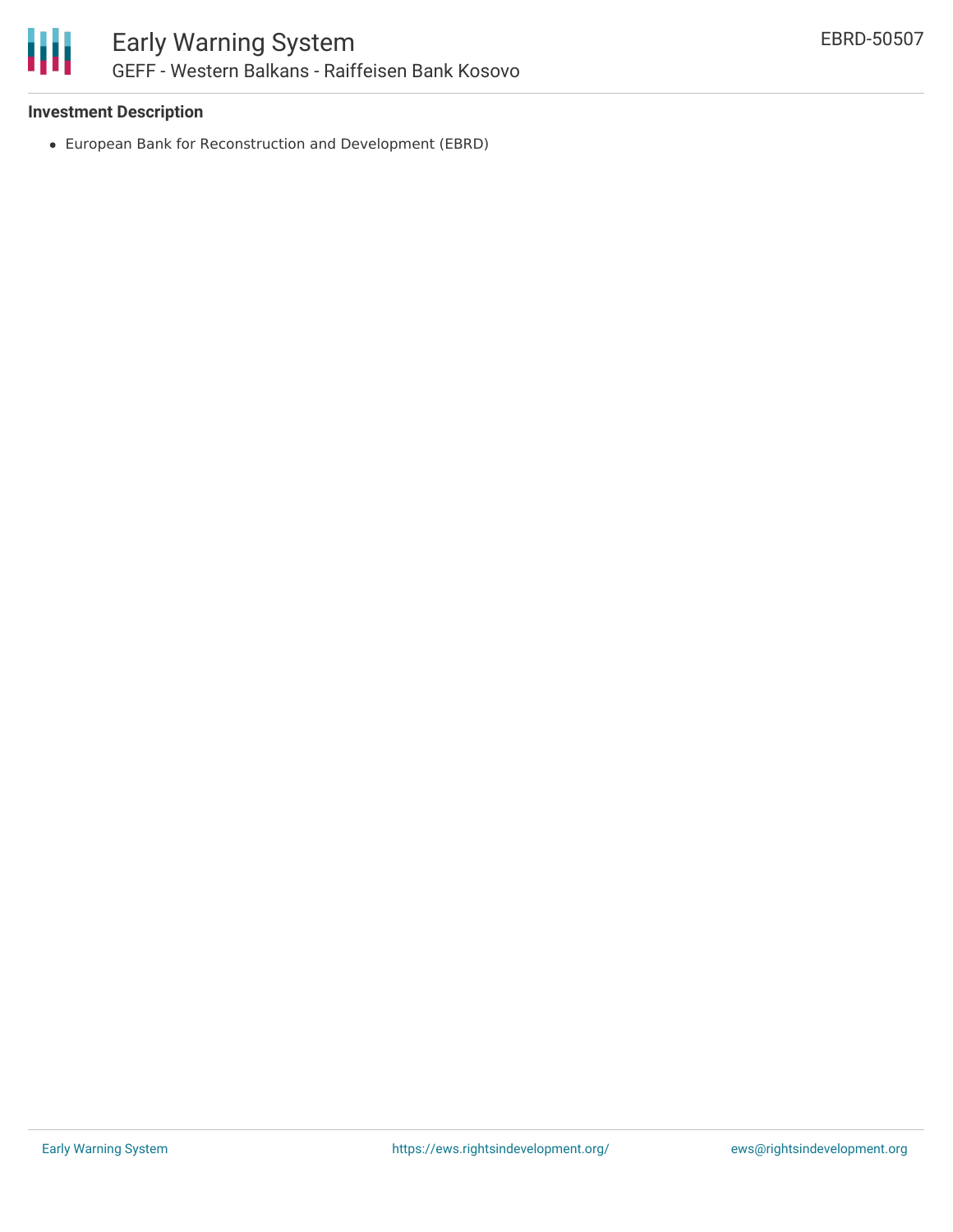### Investment Description

- European Bank for Reconstruction and Development (EBRD)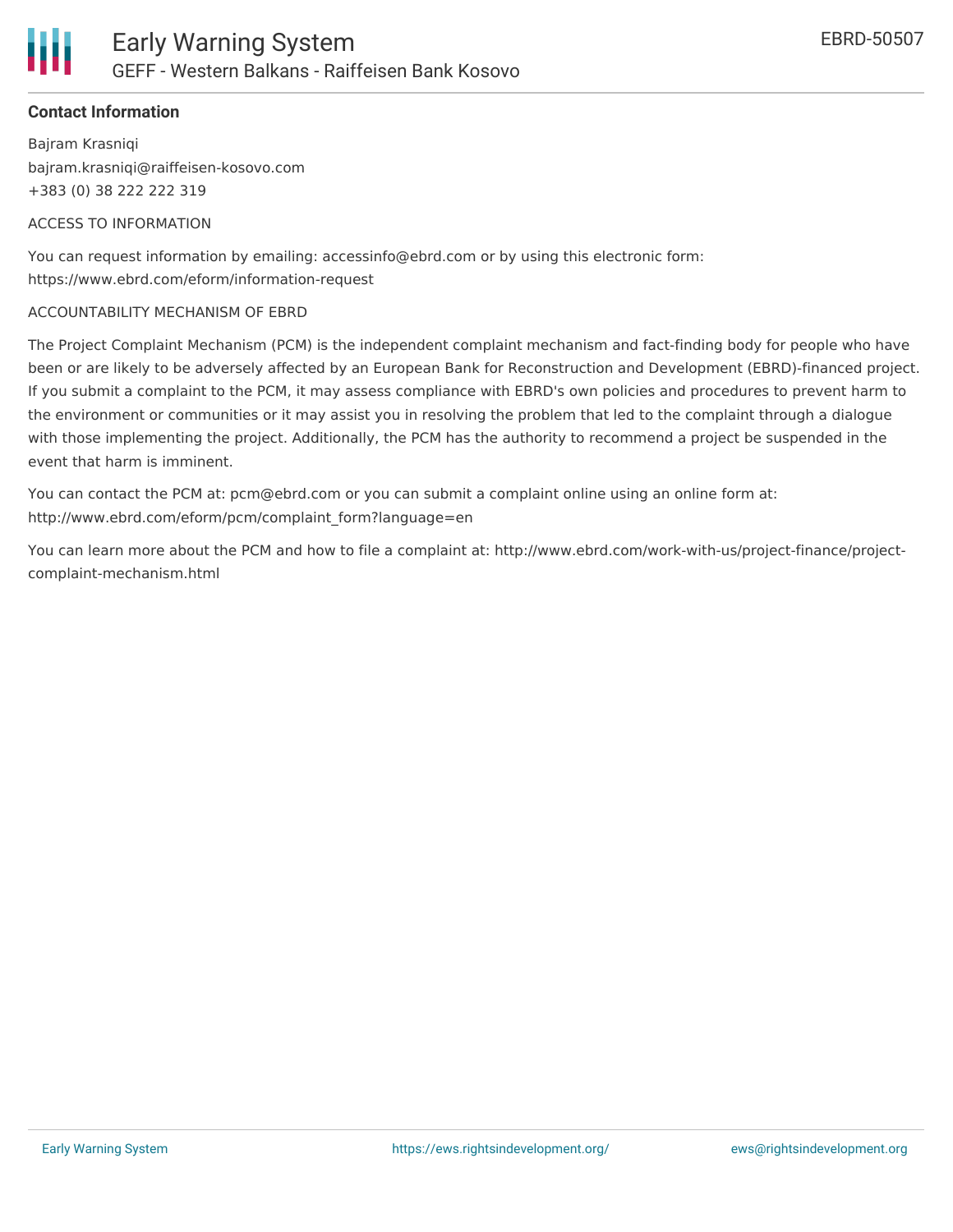**Contact Information**

Bajram Krasniqi
bajram.krasniqi@raiffeisen-kosovo.com
+383 (0) 38 222 222 319

ACCESS TO INFORMATION

You can request information by emailing: accessinfo@ebrd.com or by using this electronic form: https://www.ebrd.com/eform/information-request

ACCOUNTABILITY MECHANISM OF EBRD

The Project Complaint Mechanism (PCM) is the independent complaint mechanism and fact-finding body for people who have been or are likely to be adversely affected by an European Bank for Reconstruction and Development (EBRD)-financed project. If you submit a complaint to the PCM, it may assess compliance with EBRD's own policies and procedures to prevent harm to the environment or communities or it may assist you in resolving the problem that led to the complaint through a dialogue with those implementing the project. Additionally, the PCM has the authority to recommend a project be suspended in the event that harm is imminent.

You can contact the PCM at: pcm@ebrd.com or you can submit a complaint online using an online form at: http://www.ebrd.com/eform/pcm/complaint_form?language=en

You can learn more about the PCM and how to file a complaint at: http://www.ebrd.com/work-with-us/project-finance/project-complaint-mechanism.html